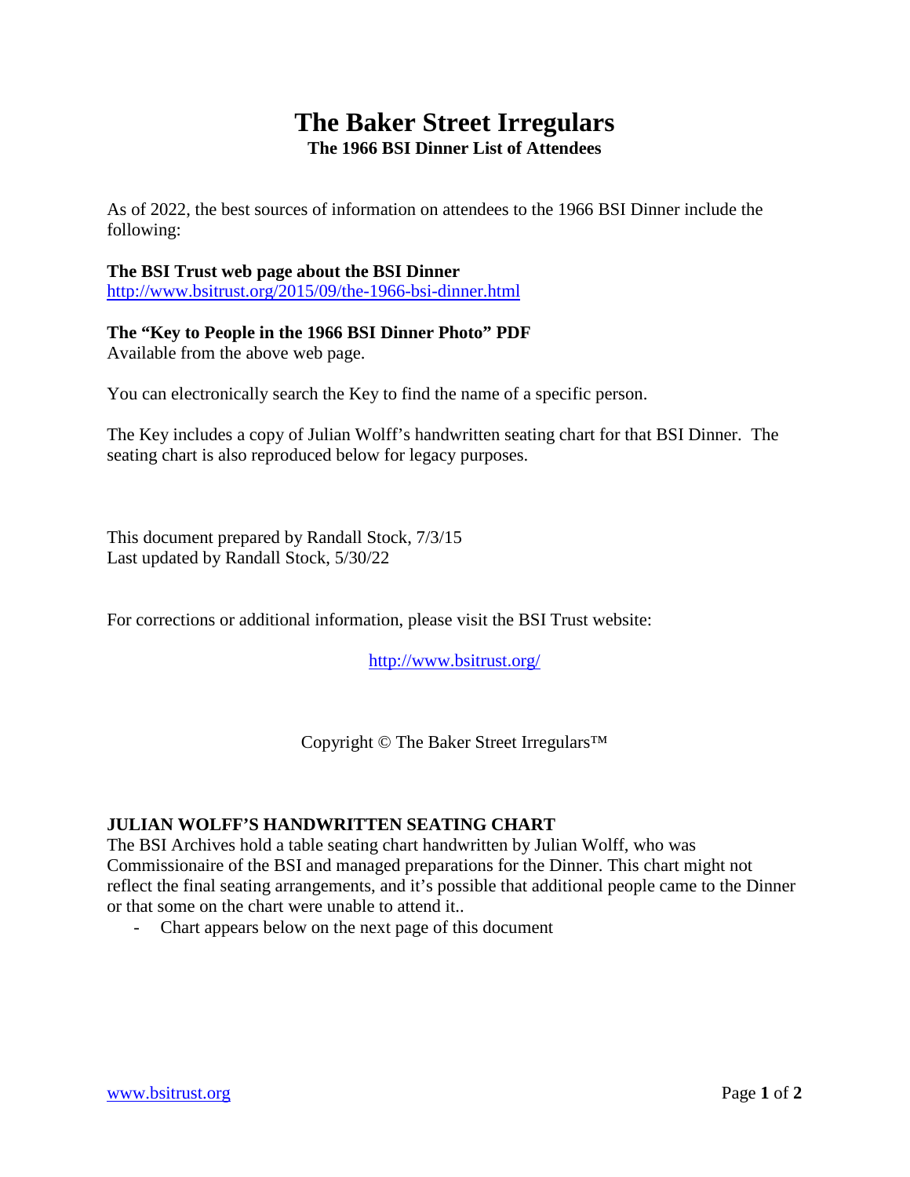# The Baker Street Irregulars

**The 1966 BSI Dinner List of Attendees**

As of 2022, the best sources of information on attendees to the 1966 BSI Dinner include the following:

**The BSI Trust web page about the BSI Dinner**
http://www.bsitrust.org/2015/09/the-1966-bsi-dinner.html

**The "Key to People in the 1966 BSI Dinner Photo" PDF**
Available from the above web page.

You can electronically search the Key to find the name of a specific person.

The Key includes a copy of Julian Wolff's handwritten seating chart for that BSI Dinner. The seating chart is also reproduced below for legacy purposes.

This document prepared by Randall Stock, 7/3/15
Last updated by Randall Stock, 5/30/22

For corrections or additional information, please visit the BSI Trust website:

http://www.bsitrust.org/

Copyright © The Baker Street Irregulars™

**JULIAN WOLFF'S HANDWRITTEN SEATING CHART**

The BSI Archives hold a table seating chart handwritten by Julian Wolff, who was Commissionaire of the BSI and managed preparations for the Dinner. This chart might not reflect the final seating arrangements, and it's possible that additional people came to the Dinner or that some on the chart were unable to attend it..

- Chart appears below on the next page of this document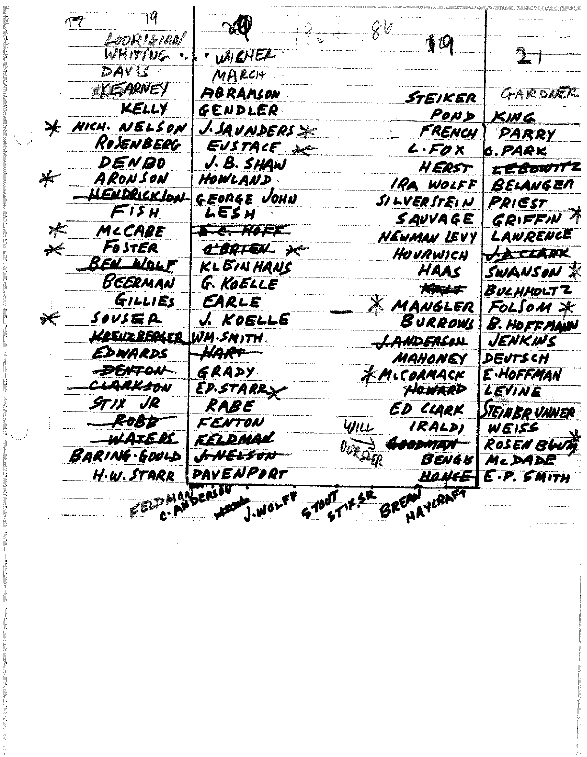| 19 | 20 | 19 | 21 |
|---|---|---|---|
| LOORIGIAN | | | |
| WHITING | WIGHER | | |
| DAVIS | MARCH | | |
| KEARNEY | ABRAMSON | STEIKER | GARDNER |
| KELLY | GENDLER | POND | KING |
| * NICH. NELSON | J. SAUNDERS * | FRENCH | PARRY |
| ROSENBERG | EUSTACE * | L. FOX | O. PARK |
| DENBO | J. B. SHAW | HERST | ~~LEBOWITZ~~ |
| * ARONSON | HOWLAND | IRA WOLFF | BELANGER |
| ~~HENDRICKSON~~ | GEORGE JOHN | SILVERSTEIN | PRIEST |
| FISH | LESH | SAUVAGE | GRIFFIN * |
| * McCABE | ~~E.C. HOFF~~ | NEWMAN LEVY | LAWRENCE |
| * FOSTER | ~~O'BRIEN~~ * | HOURWICH | ~~J.A. CLARK~~ |
| ~~BEN WOLF~~ | KLEINHANS | HAAS | SWANSON * |
| BEERMAN | G. KOELLE | ~~KALF~~ | BUCHHOLTZ |
| GILLIES | EARLE | * MANGLER | FOLSOM * |
| * SOUSER | J. KOELLE | BURROWS | B. HOFFMANN |
| ~~KREUZBERGER~~ | WM. SMITH | ~~J. ANDERSON~~ | JENKINS |
| EDWARDS | ~~HART~~ | MAHONEY | DEUTSCH |
| ~~DENTON~~ | GRADY | * McCORMACK | E. HOFFMAN |
| ~~CLARKSON~~ | ED. STARR * | ~~HOWARD~~ | LEVINE |
| STIX JR | RABE | ED CLARK | STEINBRUNNER |
| ~~ROBB~~ | FENTON | IRALDI | WEISS |
| ~~WATERS~~ | ~~FELDMAN~~ | ~~GOODMAN~~ (WILL OVERSEER) | ROSENBAUM * |
| BARING-GOULD | ~~J. NELSON~~ | BENGIS | McDADE |
| H.W. STARR | DAVENPORT | ~~HONCE~~ | E.P. SMITH |

FELDMAN, C. ANDERSON, ~~...~~, J. WOLFF, STOUT, STIX SR, BREAM, HAYCRAFT